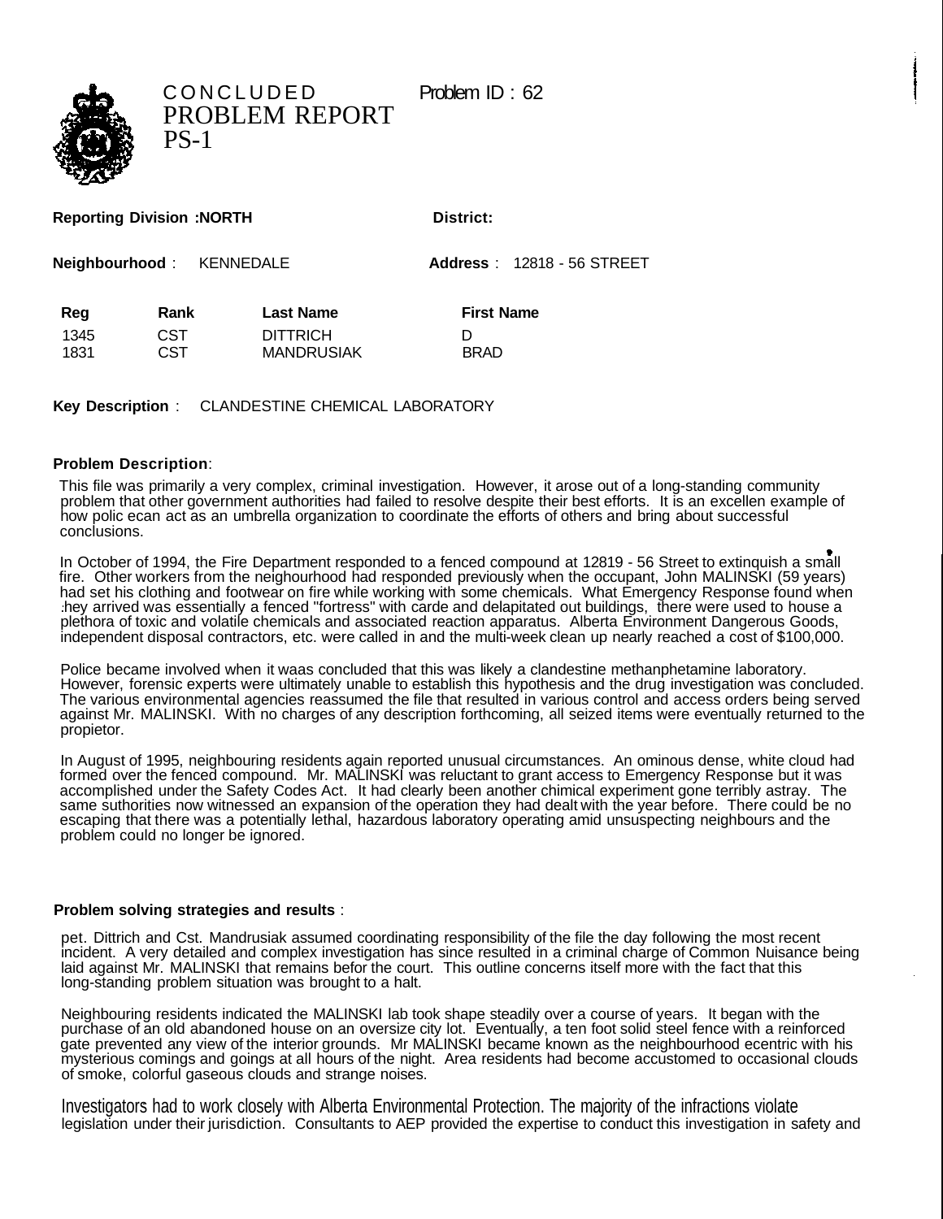# CONCLUDED PROBLEM REPORT PS-1

Problem ID : 62

**Reporting Division :NORTH** **District:**

**Neighbourhood** : KENNEDALE **Address** : 12818 - 56 STREET

| Reg | Rank | Last Name | First Name |
|---|---|---|---|
| 1345 | CST | DITTRICH | D |
| 1831 | CST | MANDRUSIAK | BRAD |

**Key Description** : CLANDESTINE CHEMICAL LABORATORY

**Problem Description**:

This file was primarily a very complex, criminal investigation. However, it arose out of a long-standing community problem that other government authorities had failed to resolve despite their best efforts. It is an excellen example of how polic ecan act as an umbrella organization to coordinate the efforts of others and bring about successful conclusions.

In October of 1994, the Fire Department responded to a fenced compound at 12819 - 56 Street to extinquish a small fire. Other workers from the neighourhood had responded previously when the occupant, John MALINSKI (59 years) had set his clothing and footwear on fire while working with some chemicals. What Emergency Response found when :hey arrived was essentially a fenced "fortress" with carde and delapitated out buildings, there were used to house a plethora of toxic and volatile chemicals and associated reaction apparatus. Alberta Environment Dangerous Goods, independent disposal contractors, etc. were called in and the multi-week clean up nearly reached a cost of $100,000.

Police became involved when it waas concluded that this was likely a clandestine methanphetamine laboratory. However, forensic experts were ultimately unable to establish this hypothesis and the drug investigation was concluded. The various environmental agencies reassumed the file that resulted in various control and access orders being served against Mr. MALINSKI. With no charges of any description forthcoming, all seized items were eventually returned to the propietor.

In August of 1995, neighbouring residents again reported unusual circumstances. An ominous dense, white cloud had formed over the fenced compound. Mr. MALINSKI was reluctant to grant access to Emergency Response but it was accomplished under the Safety Codes Act. It had clearly been another chemical experiment gone terribly astray. The same suthorities now witnessed an expansion of the operation they had dealt with the year before. There could be no escaping that there was a potentially lethal, hazardous laboratory operating amid unsuspecting neighbours and the problem could no longer be ignored.

**Problem solving strategies and results** :

pet. Dittrich and Cst. Mandrusiak assumed coordinating responsibility of the file the day following the most recent incident. A very detailed and complex investigation has since resulted in a criminal charge of Common Nuisance being laid against Mr. MALINSKI that remains befor the court. This outline concerns itself more with the fact that this long-standing problem situation was brought to a halt.

Neighbouring residents indicated the MALINSKI lab took shape steadily over a course of years. It began with the purchase of an old abandoned house on an oversize city lot. Eventually, a ten foot solid steel fence with a reinforced gate prevented any view of the interior grounds. Mr MALINSKI became known as the neighbourhood ecentric with his mysterious comings and goings at all hours of the night. Area residents had become accustomed to occasional clouds of smoke, colorful gaseous clouds and strange noises.

Investigators had to work closely with Alberta Environmental Protection. The majority of the infractions violate legislation under their jurisdiction. Consultants to AEP provided the expertise to conduct this investigation in safety and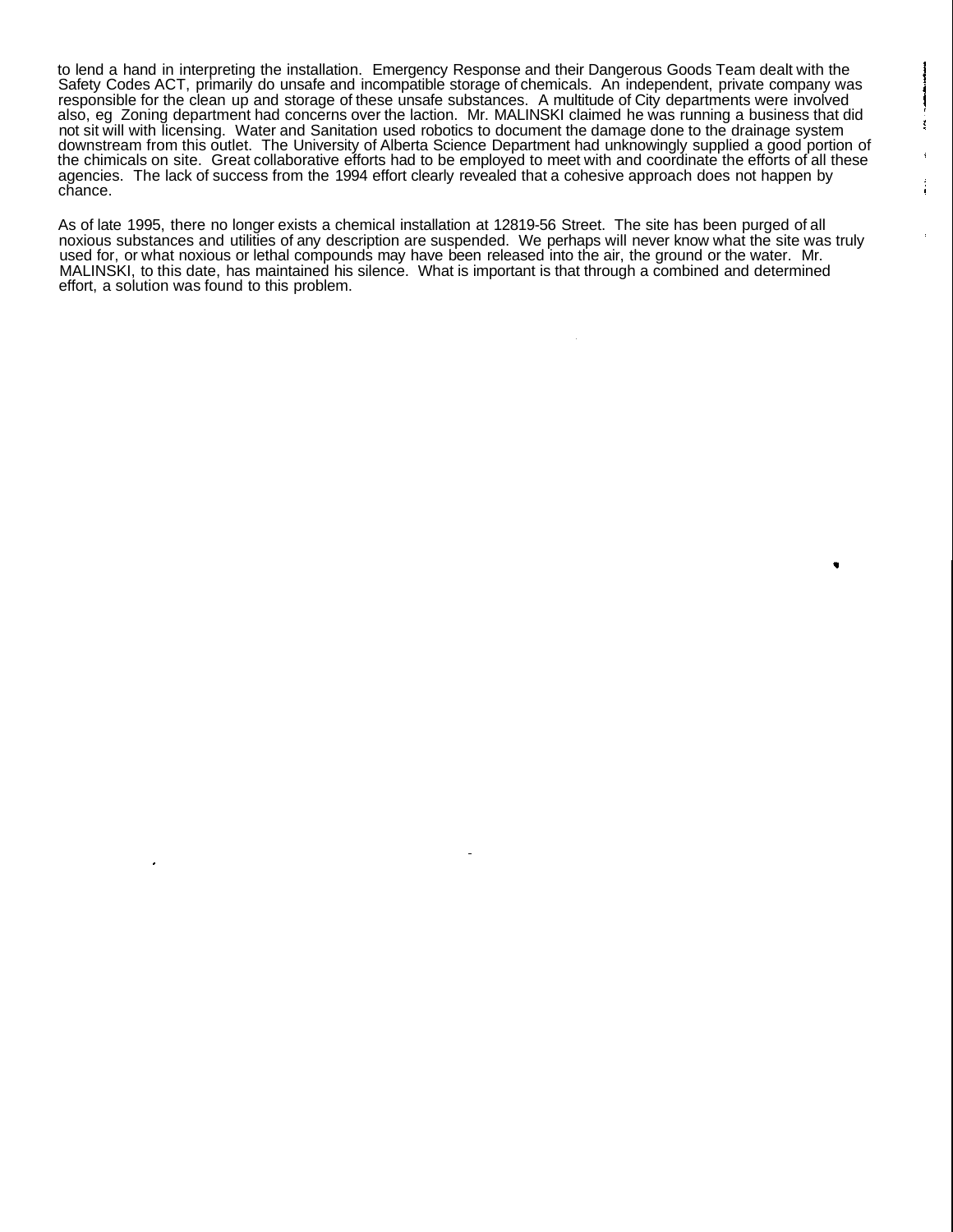to lend a hand in interpreting the installation. Emergency Response and their Dangerous Goods Team dealt with the Safety Codes ACT, primarily do unsafe and incompatible storage of chemicals. An independent, private company was responsible for the clean up and storage of these unsafe substances. A multitude of City departments were involved also, eg Zoning department had concerns over the laction. Mr. MALINSKI claimed he was running a business that did not sit will with licensing. Water and Sanitation used robotics to document the damage done to the drainage system downstream from this outlet. The University of Alberta Science Department had unknowingly supplied a good portion of the chemicals on site. Great collaborative efforts had to be employed to meet with and coordinate the efforts of all these agencies. The lack of success from the 1994 effort clearly revealed that a cohesive approach does not happen by chance.

As of late 1995, there no longer exists a chemical installation at 12819-56 Street. The site has been purged of all noxious substances and utilities of any description are suspended. We perhaps will never know what the site was truly used for, or what noxious or lethal compounds may have been released into the air, the ground or the water. Mr. MALINSKI, to this date, has maintained his silence. What is important is that through a combined and determined effort, a solution was found to this problem.